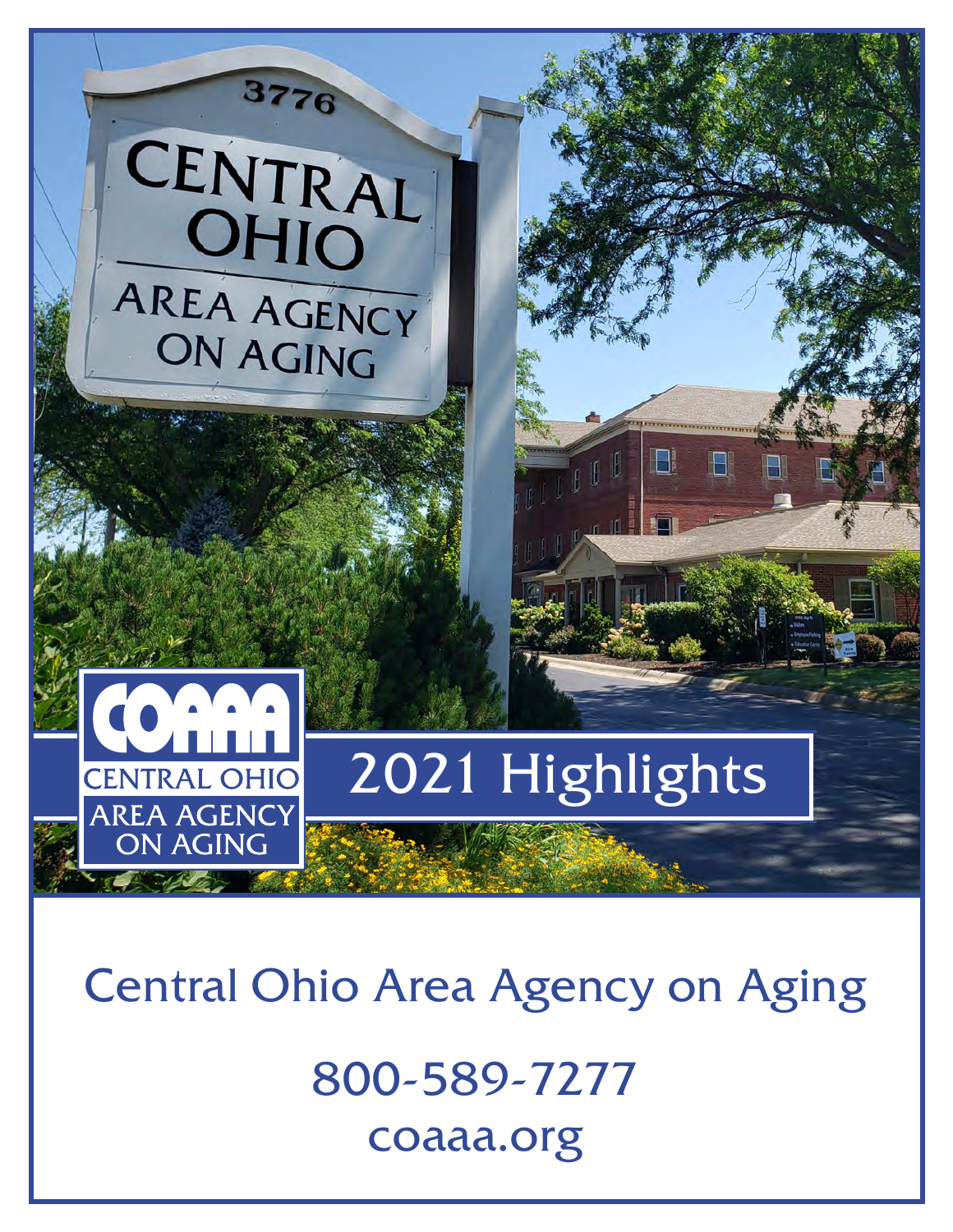# 2021 Highlights

## Central Ohio Area Agency on Aging

800-589-7277

coaaa.org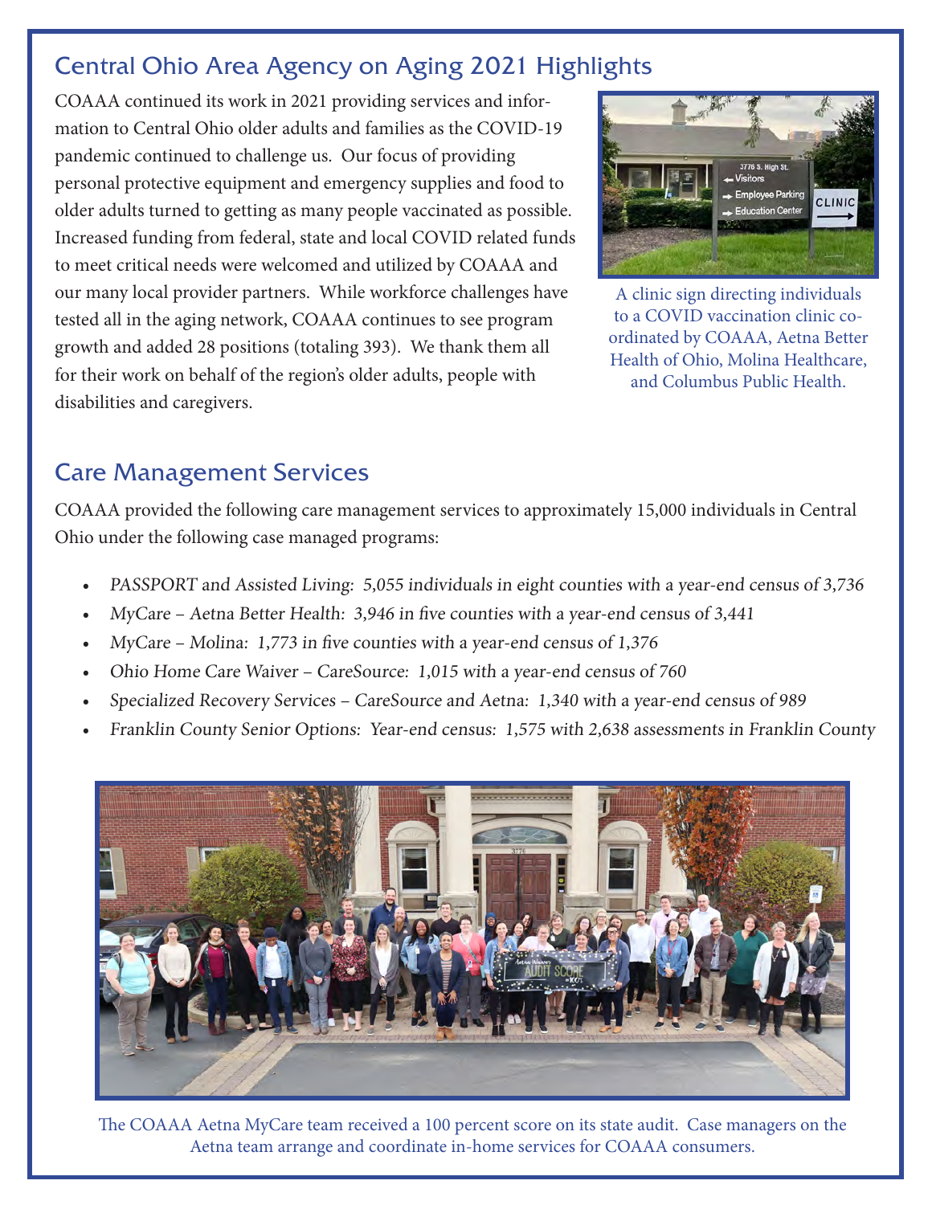## Central Ohio Area Agency on Aging 2021 Highlights

COAAA continued its work in 2021 providing services and information to Central Ohio older adults and families as the COVID-19 pandemic continued to challenge us. Our focus of providing personal protective equipment and emergency supplies and food to older adults turned to getting as many people vaccinated as possible. Increased funding from federal, state and local COVID related funds to meet critical needs were welcomed and utilized by COAAA and our many local provider partners. While workforce challenges have tested all in the aging network, COAAA continues to see program growth and added 28 positions (totaling 393). We thank them all for their work on behalf of the region's older adults, people with disabilities and caregivers.

A clinic sign directing individuals to a COVID vaccination clinic coordinated by COAAA, Aetna Better Health of Ohio, Molina Healthcare, and Columbus Public Health.

## Care Management Services

COAAA provided the following care management services to approximately 15,000 individuals in Central Ohio under the following case managed programs:

- *PASSPORT and Assisted Living: 5,055 individuals in eight counties with a year-end census of 3,736*
- *MyCare – Aetna Better Health: 3,946 in five counties with a year-end census of 3,441*
- *MyCare – Molina: 1,773 in five counties with a year-end census of 1,376*
- *Ohio Home Care Waiver – CareSource: 1,015 with a year-end census of 760*
- *Specialized Recovery Services – CareSource and Aetna: 1,340 with a year-end census of 989*
- *Franklin County Senior Options: Year-end census: 1,575 with 2,638 assessments in Franklin County*

The COAAA Aetna MyCare team received a 100 percent score on its state audit. Case managers on the Aetna team arrange and coordinate in-home services for COAAA consumers.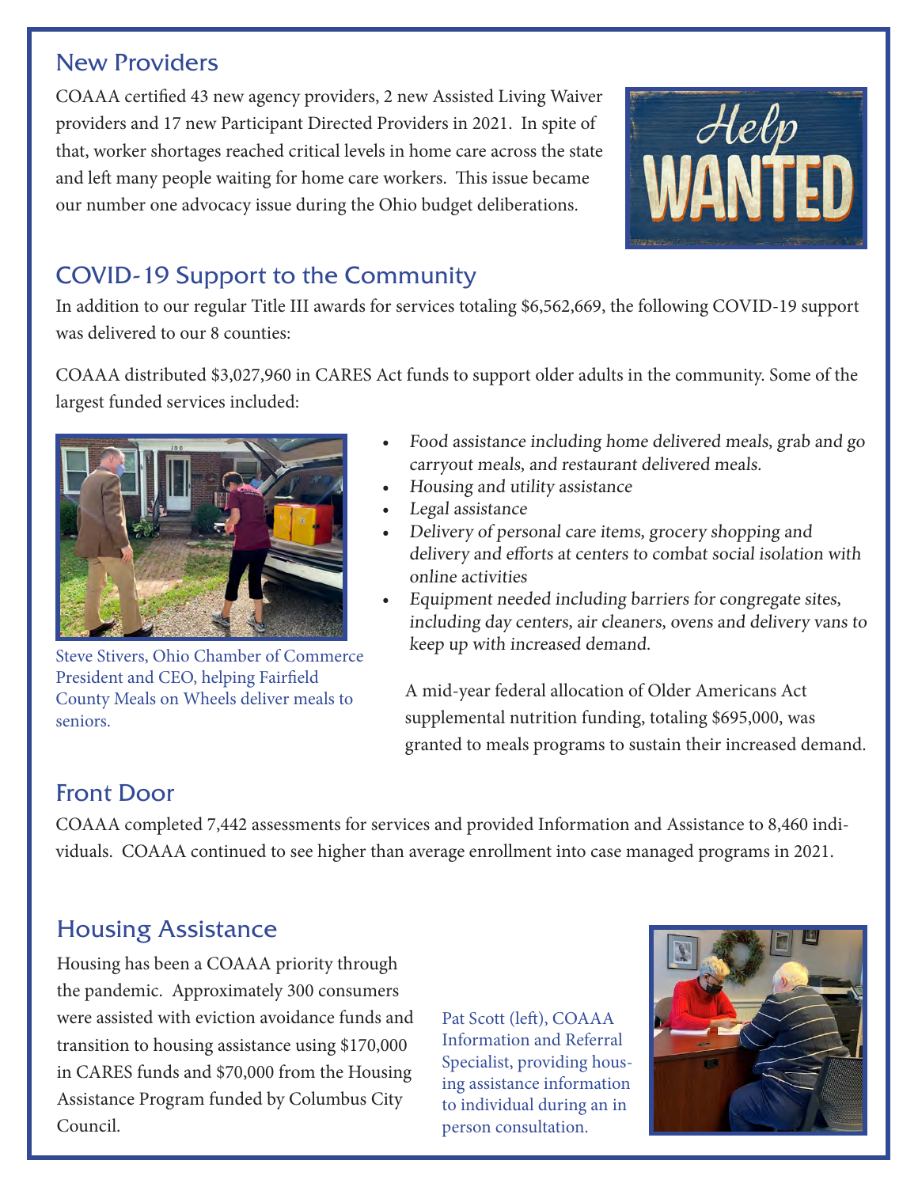## New Providers

COAAA certified 43 new agency providers, 2 new Assisted Living Waiver providers and 17 new Participant Directed Providers in 2021. In spite of that, worker shortages reached critical levels in home care across the state and left many people waiting for home care workers. This issue became our number one advocacy issue during the Ohio budget deliberations.

## COVID-19 Support to the Community

In addition to our regular Title III awards for services totaling $6,562,669, the following COVID-19 support was delivered to our 8 counties:

COAAA distributed $3,027,960 in CARES Act funds to support older adults in the community. Some of the largest funded services included:

- *Food assistance including home delivered meals, grab and go carryout meals, and restaurant delivered meals.*
- *Housing and utility assistance*
- *Legal assistance*
- *Delivery of personal care items, grocery shopping and delivery and efforts at centers to combat social isolation with online activities*
- *Equipment needed including barriers for congregate sites, including day centers, air cleaners, ovens and delivery vans to keep up with increased demand.*

Steve Stivers, Ohio Chamber of Commerce President and CEO, helping Fairfield County Meals on Wheels deliver meals to seniors.

A mid-year federal allocation of Older Americans Act supplemental nutrition funding, totaling $695,000, was granted to meals programs to sustain their increased demand.

## Front Door

COAAA completed 7,442 assessments for services and provided Information and Assistance to 8,460 individuals. COAAA continued to see higher than average enrollment into case managed programs in 2021.

## Housing Assistance

Housing has been a COAAA priority through the pandemic. Approximately 300 consumers were assisted with eviction avoidance funds and transition to housing assistance using $170,000 in CARES funds and $70,000 from the Housing Assistance Program funded by Columbus City Council.

Pat Scott (left), COAAA Information and Referral Specialist, providing housing assistance information to individual during an in person consultation.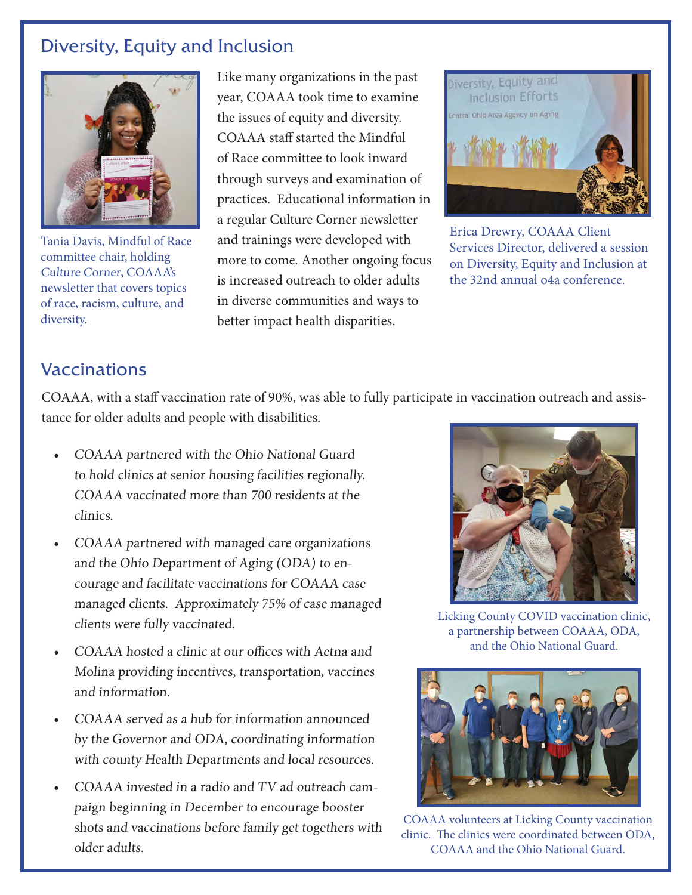## Diversity, Equity and Inclusion

Tania Davis, Mindful of Race committee chair, holding *Culture Corner*, COAAA's newsletter that covers topics of race, racism, culture, and diversity.

Like many organizations in the past year, COAAA took time to examine the issues of equity and diversity. COAAA staff started the Mindful of Race committee to look inward through surveys and examination of practices. Educational information in a regular Culture Corner newsletter and trainings were developed with more to come. Another ongoing focus is increased outreach to older adults in diverse communities and ways to better impact health disparities.

Erica Drewry, COAAA Client Services Director, delivered a session on Diversity, Equity and Inclusion at the 32nd annual o4a conference.

## Vaccinations

COAAA, with a staff vaccination rate of 90%, was able to fully participate in vaccination outreach and assistance for older adults and people with disabilities.

- *COAAA partnered with the Ohio National Guard to hold clinics at senior housing facilities regionally. COAAA vaccinated more than 700 residents at the clinics.*
- *COAAA partnered with managed care organizations and the Ohio Department of Aging (ODA) to encourage and facilitate vaccinations for COAAA case managed clients. Approximately 75% of case managed clients were fully vaccinated.*
- *COAAA hosted a clinic at our offices with Aetna and Molina providing incentives, transportation, vaccines and information.*
- *COAAA served as a hub for information announced by the Governor and ODA, coordinating information with county Health Departments and local resources.*
- *COAAA invested in a radio and TV ad outreach campaign beginning in December to encourage booster shots and vaccinations before family get togethers with older adults.*

Licking County COVID vaccination clinic, a partnership between COAAA, ODA, and the Ohio National Guard.

COAAA volunteers at Licking County vaccination clinic. The clinics were coordinated between ODA, COAAA and the Ohio National Guard.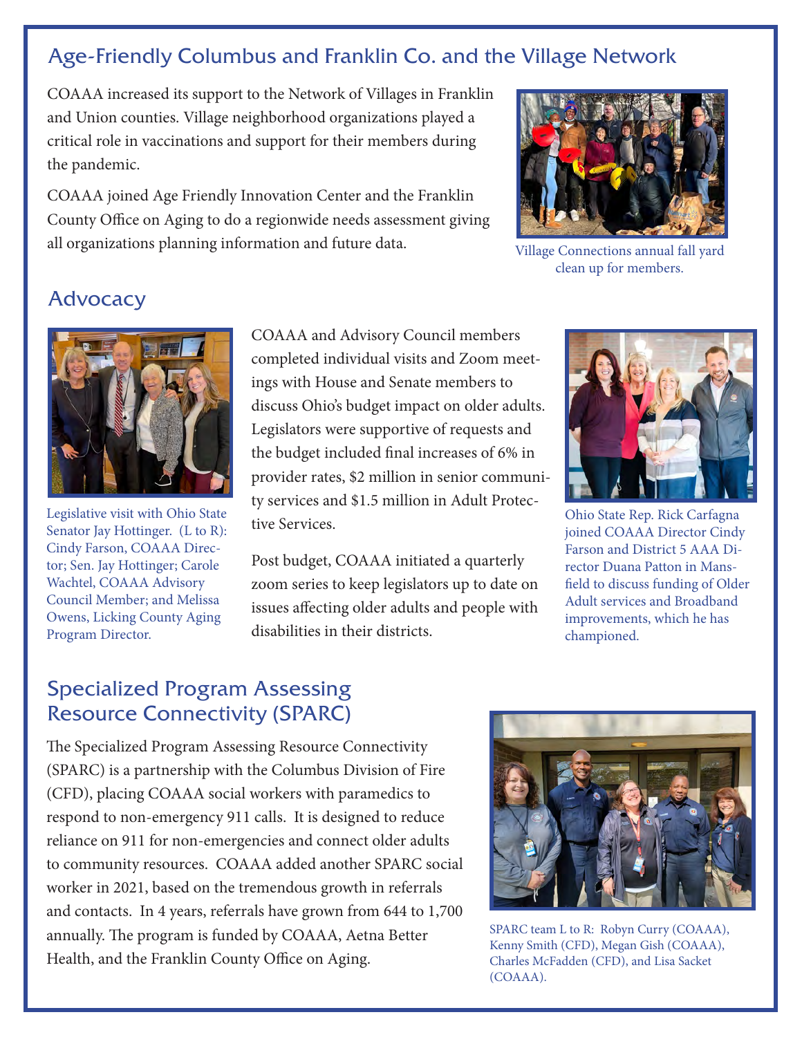## Age-Friendly Columbus and Franklin Co. and the Village Network

COAAA increased its support to the Network of Villages in Franklin and Union counties. Village neighborhood organizations played a critical role in vaccinations and support for their members during the pandemic.

COAAA joined Age Friendly Innovation Center and the Franklin County Office on Aging to do a regionwide needs assessment giving all organizations planning information and future data.

Village Connections annual fall yard clean up for members.

## Advocacy

Legislative visit with Ohio State Senator Jay Hottinger. (L to R): Cindy Farson, COAAA Director; Sen. Jay Hottinger; Carole Wachtel, COAAA Advisory Council Member; and Melissa Owens, Licking County Aging Program Director.

COAAA and Advisory Council members completed individual visits and Zoom meetings with House and Senate members to discuss Ohio's budget impact on older adults. Legislators were supportive of requests and the budget included final increases of 6% in provider rates, $2 million in senior community services and $1.5 million in Adult Protective Services.

Post budget, COAAA initiated a quarterly zoom series to keep legislators up to date on issues affecting older adults and people with disabilities in their districts.

Ohio State Rep. Rick Carfagna joined COAAA Director Cindy Farson and District 5 AAA Director Duana Patton in Mansfield to discuss funding of Older Adult services and Broadband improvements, which he has championed.

## Specialized Program Assessing Resource Connectivity (SPARC)

The Specialized Program Assessing Resource Connectivity (SPARC) is a partnership with the Columbus Division of Fire (CFD), placing COAAA social workers with paramedics to respond to non-emergency 911 calls. It is designed to reduce reliance on 911 for non-emergencies and connect older adults to community resources. COAAA added another SPARC social worker in 2021, based on the tremendous growth in referrals and contacts. In 4 years, referrals have grown from 644 to 1,700 annually. The program is funded by COAAA, Aetna Better Health, and the Franklin County Office on Aging.

SPARC team L to R: Robyn Curry (COAAA), Kenny Smith (CFD), Megan Gish (COAAA), Charles McFadden (CFD), and Lisa Sacket (COAAA).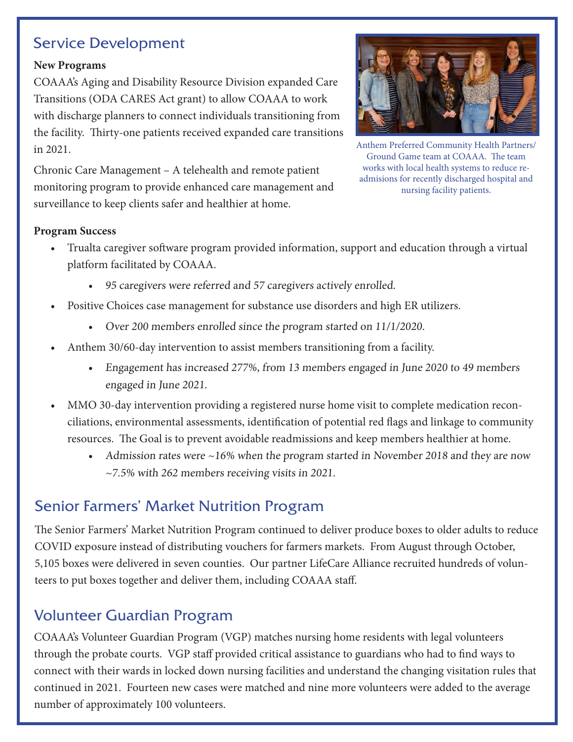## Service Development

**New Programs**

COAAA's Aging and Disability Resource Division expanded Care Transitions (ODA CARES Act grant) to allow COAAA to work with discharge planners to connect individuals transitioning from the facility. Thirty-one patients received expanded care transitions in 2021.

Chronic Care Management – A telehealth and remote patient monitoring program to provide enhanced care management and surveillance to keep clients safer and healthier at home.

Anthem Preferred Community Health Partners/ Ground Game team at COAAA. The team works with local health systems to reduce re-admisions for recently discharged hospital and nursing facility patients.

**Program Success**

- Trualta caregiver software program provided information, support and education through a virtual platform facilitated by COAAA.
  - *95 caregivers were referred and 57 caregivers actively enrolled.*
- Positive Choices case management for substance use disorders and high ER utilizers.
  - *Over 200 members enrolled since the program started on 11/1/2020.*
- Anthem 30/60-day intervention to assist members transitioning from a facility.
  - *Engagement has increased 277%, from 13 members engaged in June 2020 to 49 members engaged in June 2021.*
- MMO 30-day intervention providing a registered nurse home visit to complete medication reconciliations, environmental assessments, identification of potential red flags and linkage to community resources. The Goal is to prevent avoidable readmissions and keep members healthier at home.
  - *Admission rates were ~16% when the program started in November 2018 and they are now ~7.5% with 262 members receiving visits in 2021.*

## Senior Farmers' Market Nutrition Program

The Senior Farmers' Market Nutrition Program continued to deliver produce boxes to older adults to reduce COVID exposure instead of distributing vouchers for farmers markets. From August through October, 5,105 boxes were delivered in seven counties. Our partner LifeCare Alliance recruited hundreds of volunteers to put boxes together and deliver them, including COAAA staff.

## Volunteer Guardian Program

COAAA's Volunteer Guardian Program (VGP) matches nursing home residents with legal volunteers through the probate courts. VGP staff provided critical assistance to guardians who had to find ways to connect with their wards in locked down nursing facilities and understand the changing visitation rules that continued in 2021. Fourteen new cases were matched and nine more volunteers were added to the average number of approximately 100 volunteers.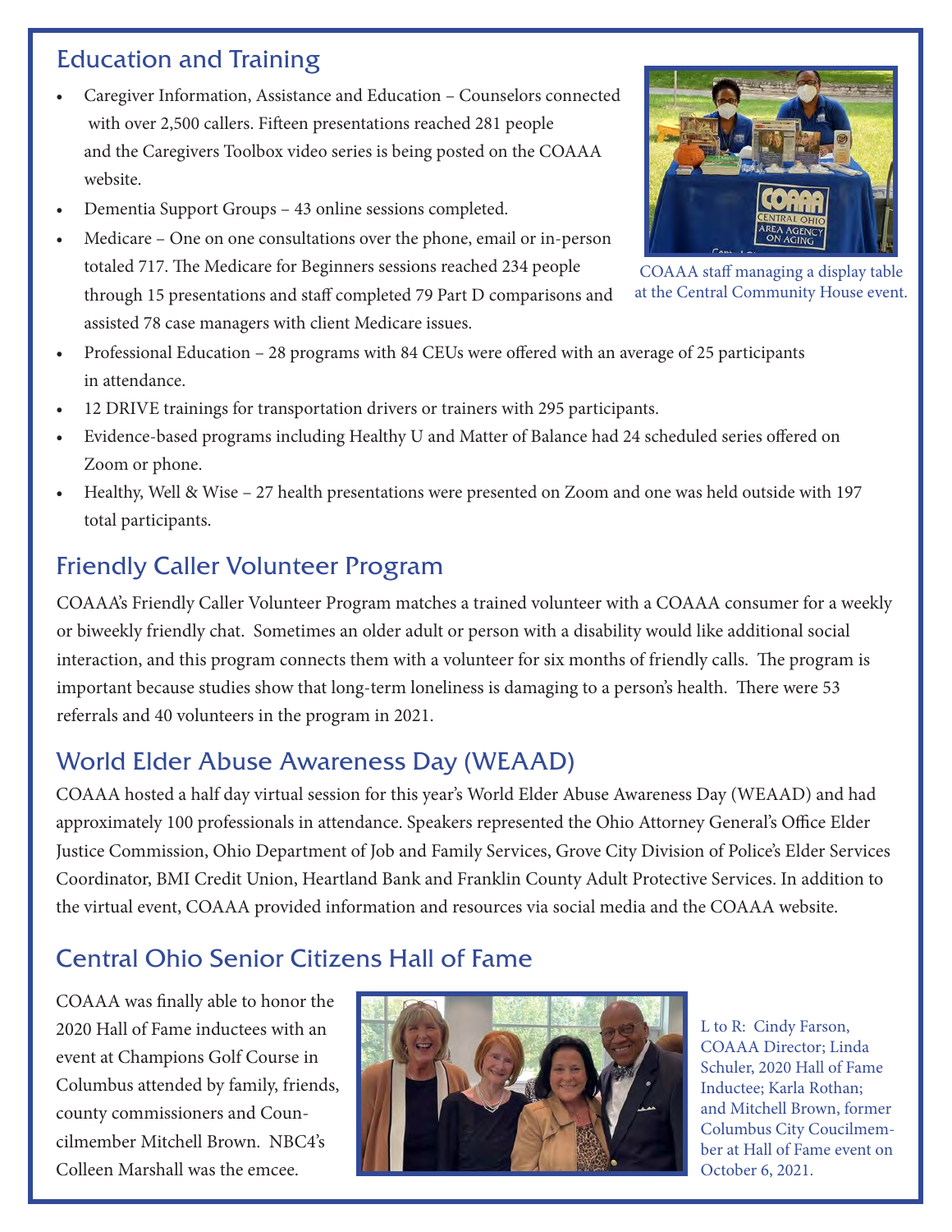## Education and Training

- Caregiver Information, Assistance and Education – Counselors connected with over 2,500 callers. Fifteen presentations reached 281 people and the Caregivers Toolbox video series is being posted on the COAAA website.
- Dementia Support Groups – 43 online sessions completed.
- Medicare – One on one consultations over the phone, email or in-person totaled 717. The Medicare for Beginners sessions reached 234 people through 15 presentations and staff completed 79 Part D comparisons and assisted 78 case managers with client Medicare issues.
- Professional Education – 28 programs with 84 CEUs were offered with an average of 25 participants in attendance.
- 12 DRIVE trainings for transportation drivers or trainers with 295 participants.
- Evidence-based programs including Healthy U and Matter of Balance had 24 scheduled series offered on Zoom or phone.
- Healthy, Well & Wise – 27 health presentations were presented on Zoom and one was held outside with 197 total participants.

COAAA staff managing a display table at the Central Community House event.

## Friendly Caller Volunteer Program

COAAA's Friendly Caller Volunteer Program matches a trained volunteer with a COAAA consumer for a weekly or biweekly friendly chat. Sometimes an older adult or person with a disability would like additional social interaction, and this program connects them with a volunteer for six months of friendly calls. The program is important because studies show that long-term loneliness is damaging to a person's health. There were 53 referrals and 40 volunteers in the program in 2021.

## World Elder Abuse Awareness Day (WEAAD)

COAAA hosted a half day virtual session for this year's World Elder Abuse Awareness Day (WEAAD) and had approximately 100 professionals in attendance. Speakers represented the Ohio Attorney General's Office Elder Justice Commission, Ohio Department of Job and Family Services, Grove City Division of Police's Elder Services Coordinator, BMI Credit Union, Heartland Bank and Franklin County Adult Protective Services. In addition to the virtual event, COAAA provided information and resources via social media and the COAAA website.

## Central Ohio Senior Citizens Hall of Fame

COAAA was finally able to honor the 2020 Hall of Fame inductees with an event at Champions Golf Course in Columbus attended by family, friends, county commissioners and Councilmember Mitchell Brown. NBC4's Colleen Marshall was the emcee.

L to R: Cindy Farson, COAAA Director; Linda Schuler, 2020 Hall of Fame Inductee; Karla Rothan; and Mitchell Brown, former Columbus City Coucilmember at Hall of Fame event on October 6, 2021.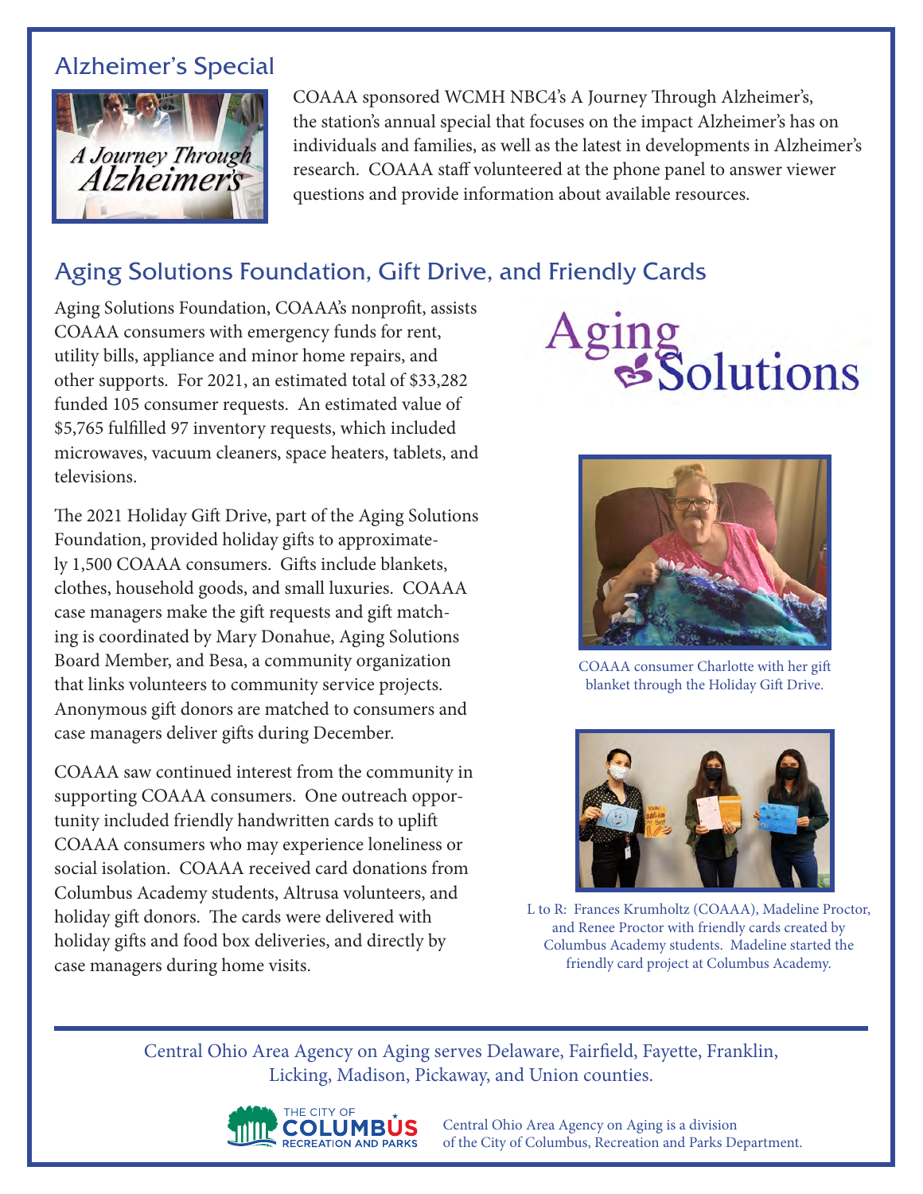## Alzheimer's Special

COAAA sponsored WCMH NBC4's A Journey Through Alzheimer's, the station's annual special that focuses on the impact Alzheimer's has on individuals and families, as well as the latest in developments in Alzheimer's research. COAAA staff volunteered at the phone panel to answer viewer questions and provide information about available resources.

## Aging Solutions Foundation, Gift Drive, and Friendly Cards

Aging Solutions Foundation, COAAA's nonprofit, assists COAAA consumers with emergency funds for rent, utility bills, appliance and minor home repairs, and other supports. For 2021, an estimated total of $33,282 funded 105 consumer requests. An estimated value of $5,765 fulfilled 97 inventory requests, which included microwaves, vacuum cleaners, space heaters, tablets, and televisions.

The 2021 Holiday Gift Drive, part of the Aging Solutions Foundation, provided holiday gifts to approximately 1,500 COAAA consumers. Gifts include blankets, clothes, household goods, and small luxuries. COAAA case managers make the gift requests and gift matching is coordinated by Mary Donahue, Aging Solutions Board Member, and Besa, a community organization that links volunteers to community service projects. Anonymous gift donors are matched to consumers and case managers deliver gifts during December.

COAAA saw continued interest from the community in supporting COAAA consumers. One outreach opportunity included friendly handwritten cards to uplift COAAA consumers who may experience loneliness or social isolation. COAAA received card donations from Columbus Academy students, Altrusa volunteers, and holiday gift donors. The cards were delivered with holiday gifts and food box deliveries, and directly by case managers during home visits.

COAAA consumer Charlotte with her gift blanket through the Holiday Gift Drive.

L to R: Frances Krumholtz (COAAA), Madeline Proctor, and Renee Proctor with friendly cards created by Columbus Academy students. Madeline started the friendly card project at Columbus Academy.

Central Ohio Area Agency on Aging serves Delaware, Fairfield, Fayette, Franklin, Licking, Madison, Pickaway, and Union counties.

Central Ohio Area Agency on Aging is a division of the City of Columbus, Recreation and Parks Department.